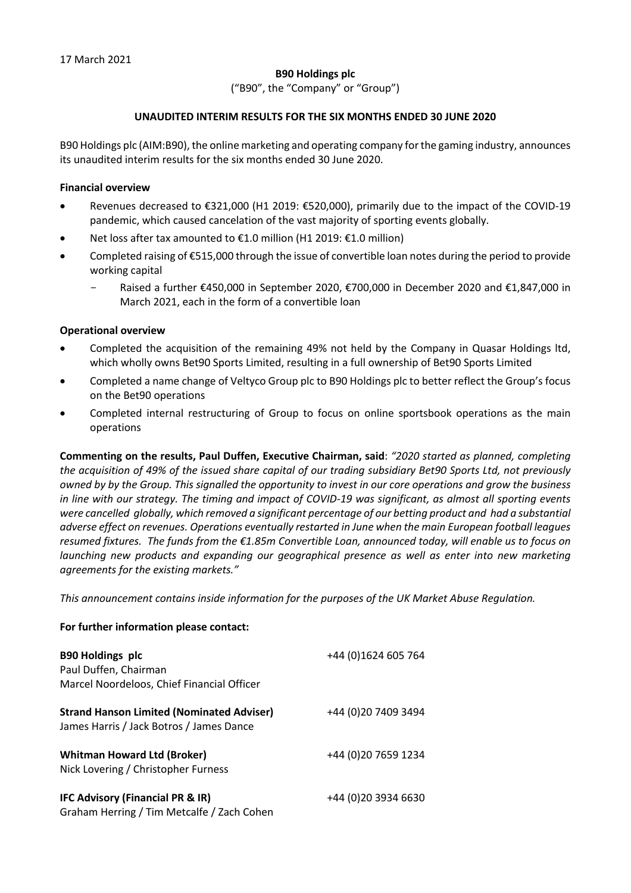17 March 2021

**B90 Holdings plc**

("B90", the "Company" or "Group")

**UNAUDITED INTERIM RESULTS FOR THE SIX MONTHS ENDED 30 JUNE 2020**

B90 Holdings plc (AIM:B90), the online marketing and operating company for the gaming industry, announces its unaudited interim results for the six months ended 30 June 2020.

**Financial overview**

- Revenues decreased to €321,000 (H1 2019: €520,000), primarily due to the impact of the COVID-19 pandemic, which caused cancelation of the vast majority of sporting events globally.
- Net loss after tax amounted to €1.0 million (H1 2019: €1.0 million)
- Completed raising of €515,000 through the issue of convertible loan notes during the period to provide working capital
  - Raised a further €450,000 in September 2020, €700,000 in December 2020 and €1,847,000 in March 2021, each in the form of a convertible loan

**Operational overview**

- Completed the acquisition of the remaining 49% not held by the Company in Quasar Holdings ltd, which wholly owns Bet90 Sports Limited, resulting in a full ownership of Bet90 Sports Limited
- Completed a name change of Veltyco Group plc to B90 Holdings plc to better reflect the Group's focus on the Bet90 operations
- Completed internal restructuring of Group to focus on online sportsbook operations as the main operations

**Commenting on the results, Paul Duffen, Executive Chairman, said**: *"2020 started as planned, completing the acquisition of 49% of the issued share capital of our trading subsidiary Bet90 Sports Ltd, not previously owned by by the Group. This signalled the opportunity to invest in our core operations and grow the business in line with our strategy. The timing and impact of COVID-19 was significant, as almost all sporting events were cancelled globally, which removed a significant percentage of our betting product and had a substantial adverse effect on revenues. Operations eventually restarted in June when the main European football leagues resumed fixtures. The funds from the €1.85m Convertible Loan, announced today, will enable us to focus on launching new products and expanding our geographical presence as well as enter into new marketing agreements for the existing markets."*

*This announcement contains inside information for the purposes of the UK Market Abuse Regulation.*

**For further information please contact:**

| | |
|---|---|
| **B90 Holdings plc** | +44 (0)1624 605 764 |
| Paul Duffen, Chairman | |
| Marcel Noordeloos, Chief Financial Officer | |
| **Strand Hanson Limited (Nominated Adviser)** | +44 (0)20 7409 3494 |
| James Harris / Jack Botros / James Dance | |
| **Whitman Howard Ltd (Broker)** | +44 (0)20 7659 1234 |
| Nick Lovering / Christopher Furness | |
| **IFC Advisory (Financial PR & IR)** | +44 (0)20 3934 6630 |
| Graham Herring / Tim Metcalfe / Zach Cohen | |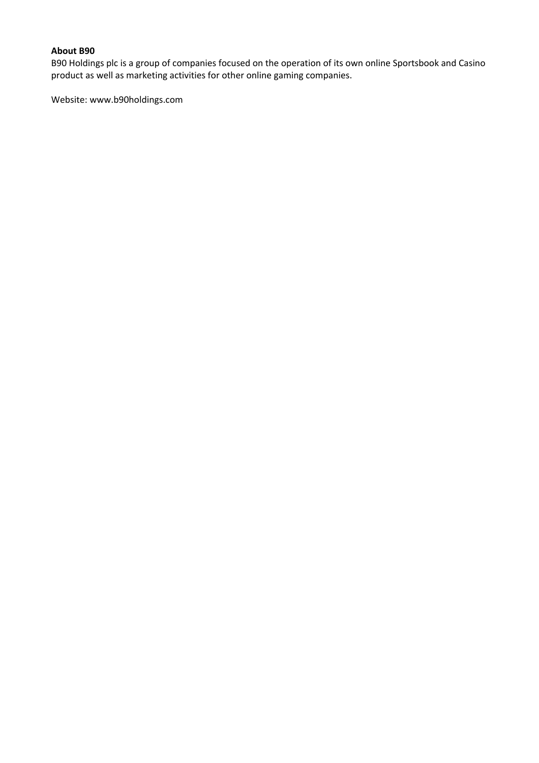**About B90**

B90 Holdings plc is a group of companies focused on the operation of its own online Sportsbook and Casino product as well as marketing activities for other online gaming companies.

Website: www.b90holdings.com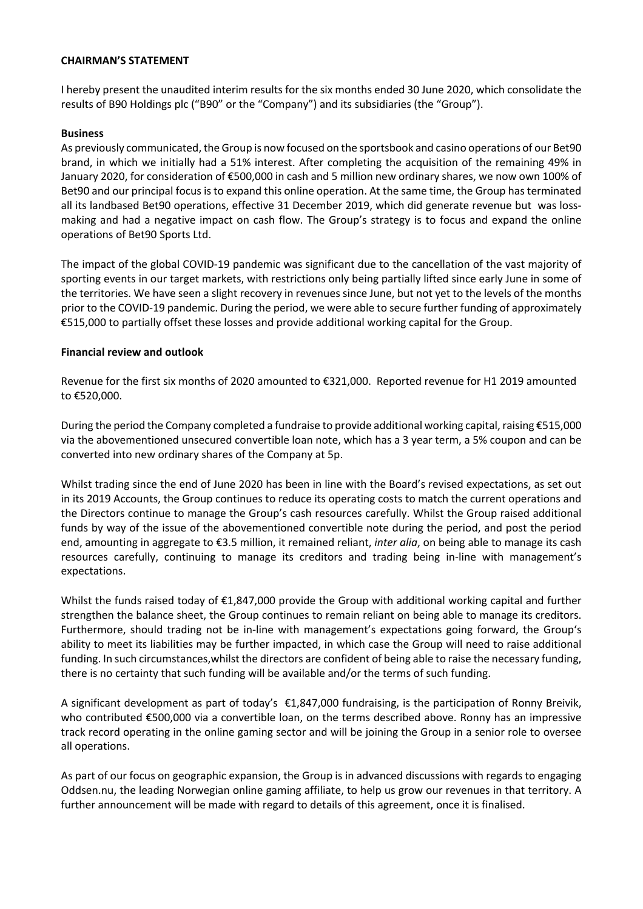**CHAIRMAN'S STATEMENT**

I hereby present the unaudited interim results for the six months ended 30 June 2020, which consolidate the results of B90 Holdings plc ("B90" or the "Company") and its subsidiaries (the "Group").

**Business**

As previously communicated, the Group is now focused on the sportsbook and casino operations of our Bet90 brand, in which we initially had a 51% interest. After completing the acquisition of the remaining 49% in January 2020, for consideration of €500,000 in cash and 5 million new ordinary shares, we now own 100% of Bet90 and our principal focus is to expand this online operation. At the same time, the Group has terminated all its landbased Bet90 operations, effective 31 December 2019, which did generate revenue but was loss-making and had a negative impact on cash flow. The Group's strategy is to focus and expand the online operations of Bet90 Sports Ltd.

The impact of the global COVID-19 pandemic was significant due to the cancellation of the vast majority of sporting events in our target markets, with restrictions only being partially lifted since early June in some of the territories. We have seen a slight recovery in revenues since June, but not yet to the levels of the months prior to the COVID-19 pandemic. During the period, we were able to secure further funding of approximately €515,000 to partially offset these losses and provide additional working capital for the Group.

**Financial review and outlook**

Revenue for the first six months of 2020 amounted to €321,000. Reported revenue for H1 2019 amounted to €520,000.

During the period the Company completed a fundraise to provide additional working capital, raising €515,000 via the abovementioned unsecured convertible loan note, which has a 3 year term, a 5% coupon and can be converted into new ordinary shares of the Company at 5p.

Whilst trading since the end of June 2020 has been in line with the Board's revised expectations, as set out in its 2019 Accounts, the Group continues to reduce its operating costs to match the current operations and the Directors continue to manage the Group's cash resources carefully. Whilst the Group raised additional funds by way of the issue of the abovementioned convertible note during the period, and post the period end, amounting in aggregate to €3.5 million, it remained reliant, *inter alia*, on being able to manage its cash resources carefully, continuing to manage its creditors and trading being in-line with management's expectations.

Whilst the funds raised today of €1,847,000 provide the Group with additional working capital and further strengthen the balance sheet, the Group continues to remain reliant on being able to manage its creditors. Furthermore, should trading not be in-line with management's expectations going forward, the Group's ability to meet its liabilities may be further impacted, in which case the Group will need to raise additional funding. In such circumstances,whilst the directors are confident of being able to raise the necessary funding, there is no certainty that such funding will be available and/or the terms of such funding.

A significant development as part of today's €1,847,000 fundraising, is the participation of Ronny Breivik, who contributed €500,000 via a convertible loan, on the terms described above. Ronny has an impressive track record operating in the online gaming sector and will be joining the Group in a senior role to oversee all operations.

As part of our focus on geographic expansion, the Group is in advanced discussions with regards to engaging Oddsen.nu, the leading Norwegian online gaming affiliate, to help us grow our revenues in that territory. A further announcement will be made with regard to details of this agreement, once it is finalised.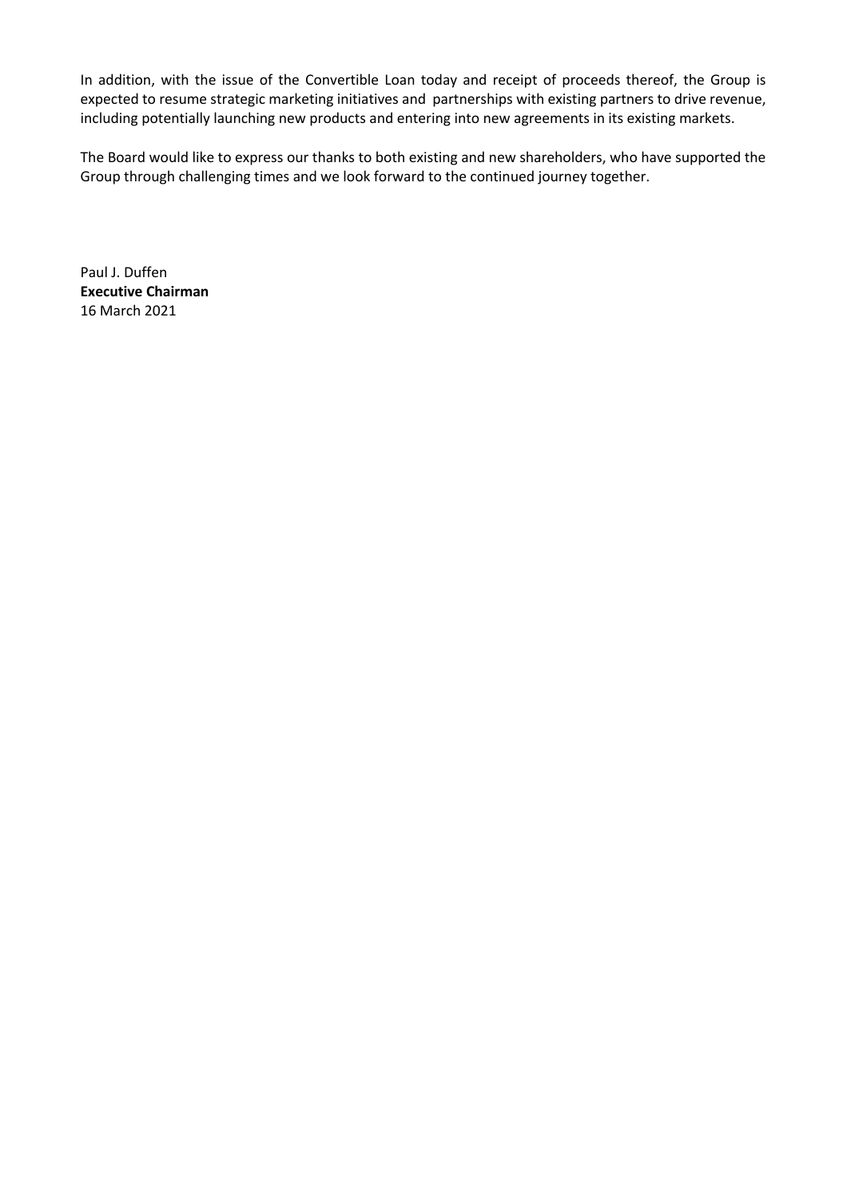In addition, with the issue of the Convertible Loan today and receipt of proceeds thereof, the Group is expected to resume strategic marketing initiatives and partnerships with existing partners to drive revenue, including potentially launching new products and entering into new agreements in its existing markets.

The Board would like to express our thanks to both existing and new shareholders, who have supported the Group through challenging times and we look forward to the continued journey together.

Paul J. Duffen  
**Executive Chairman**  
16 March 2021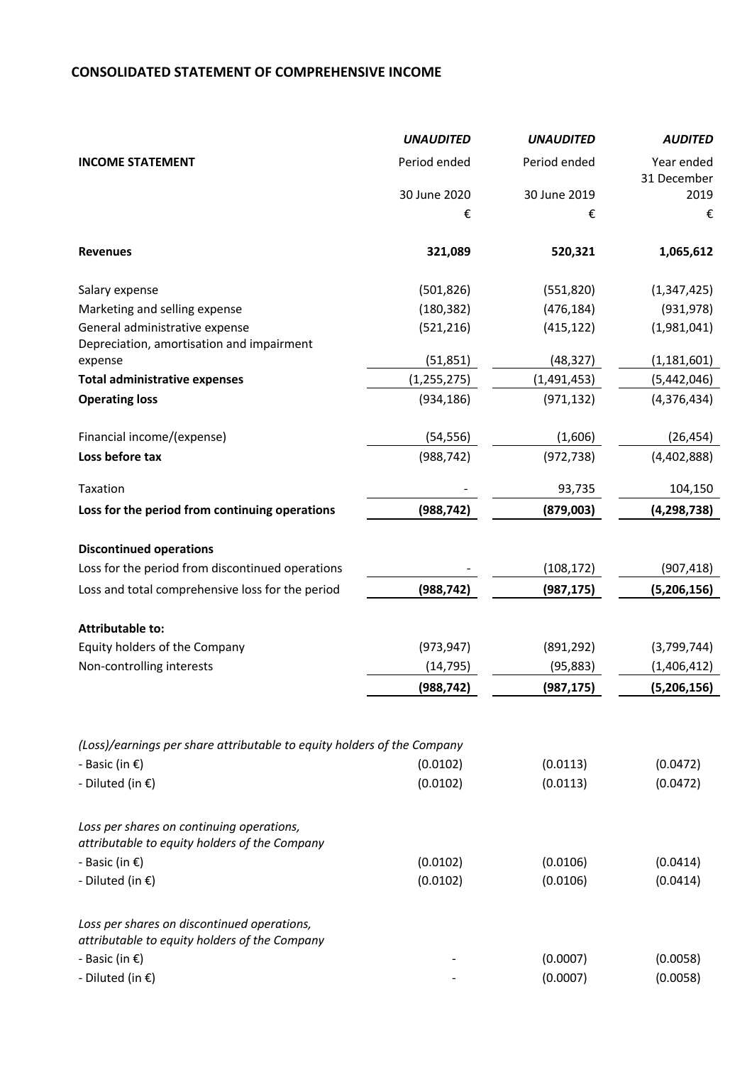## CONSOLIDATED STATEMENT OF COMPREHENSIVE INCOME

| INCOME STATEMENT | *UNAUDITED* Period ended 30 June 2020 € | *UNAUDITED* Period ended 30 June 2019 € | *AUDITED* Year ended 31 December 2019 € |
|---|---|---|---|
| **Revenues** | **321,089** | **520,321** | **1,065,612** |
| Salary expense | (501,826) | (551,820) | (1,347,425) |
| Marketing and selling expense | (180,382) | (476,184) | (931,978) |
| General administrative expense | (521,216) | (415,122) | (1,981,041) |
| Depreciation, amortisation and impairment expense | (51,851) | (48,327) | (1,181,601) |
| **Total administrative expenses** | (1,255,275) | (1,491,453) | (5,442,046) |
| **Operating loss** | (934,186) | (971,132) | (4,376,434) |
| Financial income/(expense) | (54,556) | (1,606) | (26,454) |
| **Loss before tax** | (988,742) | (972,738) | (4,402,888) |
| Taxation | - | 93,735 | 104,150 |
| **Loss for the period from continuing operations** | **(988,742)** | **(879,003)** | **(4,298,738)** |
| **Discontinued operations** | | | |
| Loss for the period from discontinued operations | - | (108,172) | (907,418) |
| Loss and total comprehensive loss for the period | **(988,742)** | **(987,175)** | **(5,206,156)** |
| **Attributable to:** | | | |
| Equity holders of the Company | (973,947) | (891,292) | (3,799,744) |
| Non-controlling interests | (14,795) | (95,883) | (1,406,412) |
| | **(988,742)** | **(987,175)** | **(5,206,156)** |
| *(Loss)/earnings per share attributable to equity holders of the Company* | | | |
| - Basic (in €) | (0.0102) | (0.0113) | (0.0472) |
| - Diluted (in €) | (0.0102) | (0.0113) | (0.0472) |
| *Loss per shares on continuing operations, attributable to equity holders of the Company* | | | |
| - Basic (in €) | (0.0102) | (0.0106) | (0.0414) |
| - Diluted (in €) | (0.0102) | (0.0106) | (0.0414) |
| *Loss per shares on discontinued operations, attributable to equity holders of the Company* | | | |
| - Basic (in €) | - | (0.0007) | (0.0058) |
| - Diluted (in €) | - | (0.0007) | (0.0058) |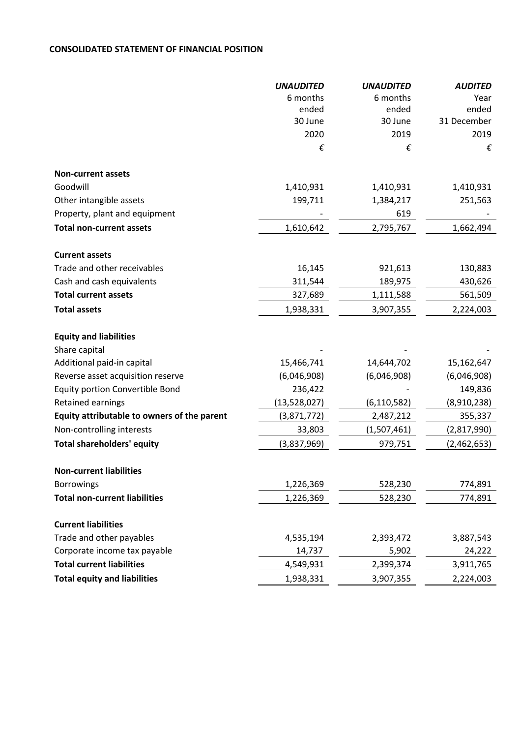**CONSOLIDATED STATEMENT OF FINANCIAL POSITION**

| | *UNAUDITED* 6 months ended 30 June 2020 € | *UNAUDITED* 6 months ended 30 June 2019 € | *AUDITED* Year ended 31 December 2019 € |
|---|---|---|---|
| **Non-current assets** | | | |
| Goodwill | 1,410,931 | 1,410,931 | 1,410,931 |
| Other intangible assets | 199,711 | 1,384,217 | 251,563 |
| Property, plant and equipment | - | 619 | - |
| **Total non-current assets** | 1,610,642 | 2,795,767 | 1,662,494 |
| **Current assets** | | | |
| Trade and other receivables | 16,145 | 921,613 | 130,883 |
| Cash and cash equivalents | 311,544 | 189,975 | 430,626 |
| **Total current assets** | 327,689 | 1,111,588 | 561,509 |
| **Total assets** | 1,938,331 | 3,907,355 | 2,224,003 |
| **Equity and liabilities** | | | |
| Share capital | - | - | - |
| Additional paid-in capital | 15,466,741 | 14,644,702 | 15,162,647 |
| Reverse asset acquisition reserve | (6,046,908) | (6,046,908) | (6,046,908) |
| Equity portion Convertible Bond | 236,422 | - | 149,836 |
| Retained earnings | (13,528,027) | (6,110,582) | (8,910,238) |
| **Equity attributable to owners of the parent** | (3,871,772) | 2,487,212 | 355,337 |
| Non-controlling interests | 33,803 | (1,507,461) | (2,817,990) |
| **Total shareholders' equity** | (3,837,969) | 979,751 | (2,462,653) |
| **Non-current liabilities** | | | |
| Borrowings | 1,226,369 | 528,230 | 774,891 |
| **Total non-current liabilities** | 1,226,369 | 528,230 | 774,891 |
| **Current liabilities** | | | |
| Trade and other payables | 4,535,194 | 2,393,472 | 3,887,543 |
| Corporate income tax payable | 14,737 | 5,902 | 24,222 |
| **Total current liabilities** | 4,549,931 | 2,399,374 | 3,911,765 |
| **Total equity and liabilities** | 1,938,331 | 3,907,355 | 2,224,003 |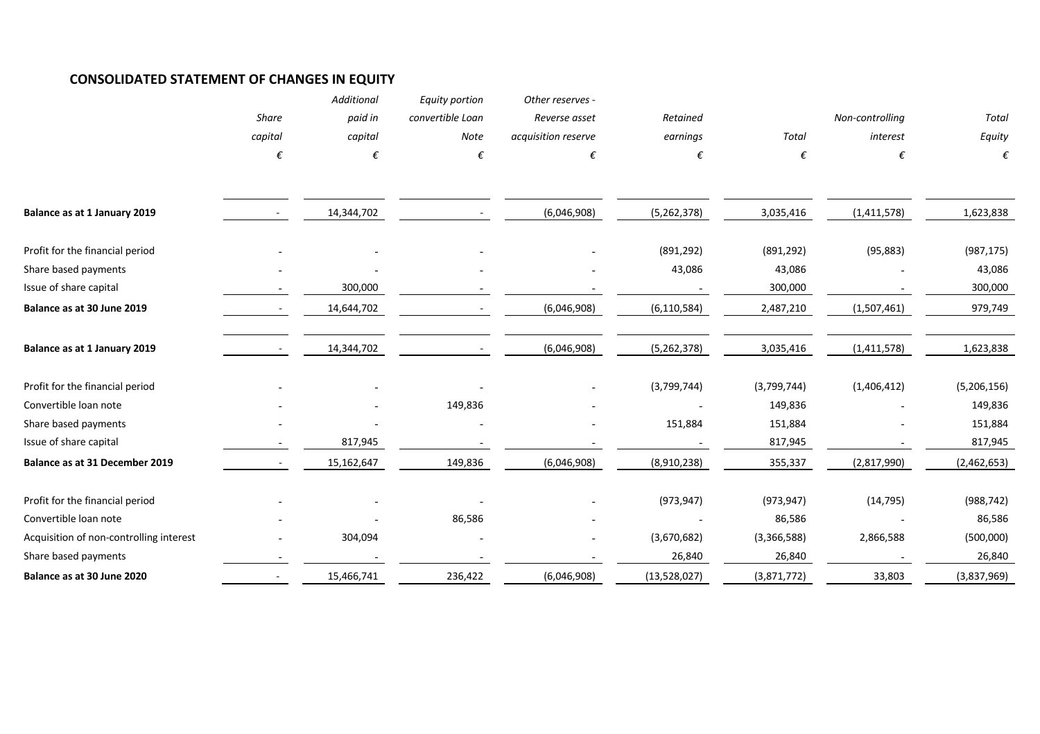## CONSOLIDATED STATEMENT OF CHANGES IN EQUITY

| | *Share capital* | *Additional paid in capital* | *Equity portion convertible Loan Note* | *Other reserves - Reverse asset acquisition reserve* | *Retained earnings* | *Total* | *Non-controlling interest* | *Total Equity* |
|---|---|---|---|---|---|---|---|---|
| | *€* | *€* | *€* | *€* | *€* | *€* | *€* | *€* |
| **Balance as at 1 January 2019** | - | 14,344,702 | - | (6,046,908) | (5,262,378) | 3,035,416 | (1,411,578) | 1,623,838 |
| Profit for the financial period | - | - | - | - | (891,292) | (891,292) | (95,883) | (987,175) |
| Share based payments | - | - | - | - | 43,086 | 43,086 | - | 43,086 |
| Issue of share capital | - | 300,000 | - | - | - | 300,000 | - | 300,000 |
| **Balance as at 30 June 2019** | - | 14,644,702 | - | (6,046,908) | (6,110,584) | 2,487,210 | (1,507,461) | 979,749 |
| **Balance as at 1 January 2019** | - | 14,344,702 | - | (6,046,908) | (5,262,378) | 3,035,416 | (1,411,578) | 1,623,838 |
| Profit for the financial period | - | - | - | - | (3,799,744) | (3,799,744) | (1,406,412) | (5,206,156) |
| Convertible loan note | - | - | 149,836 | - | - | 149,836 | - | 149,836 |
| Share based payments | - | - | - | - | 151,884 | 151,884 | - | 151,884 |
| Issue of share capital | - | 817,945 | - | - | - | 817,945 | - | 817,945 |
| **Balance as at 31 December 2019** | - | 15,162,647 | 149,836 | (6,046,908) | (8,910,238) | 355,337 | (2,817,990) | (2,462,653) |
| Profit for the financial period | - | - | - | - | (973,947) | (973,947) | (14,795) | (988,742) |
| Convertible loan note | - | - | 86,586 | - | - | 86,586 | - | 86,586 |
| Acquisition of non-controlling interest | - | 304,094 | - | - | (3,670,682) | (3,366,588) | 2,866,588 | (500,000) |
| Share based payments | - | - | - | - | 26,840 | 26,840 | - | 26,840 |
| **Balance as at 30 June 2020** | - | 15,466,741 | 236,422 | (6,046,908) | (13,528,027) | (3,871,772) | 33,803 | (3,837,969) |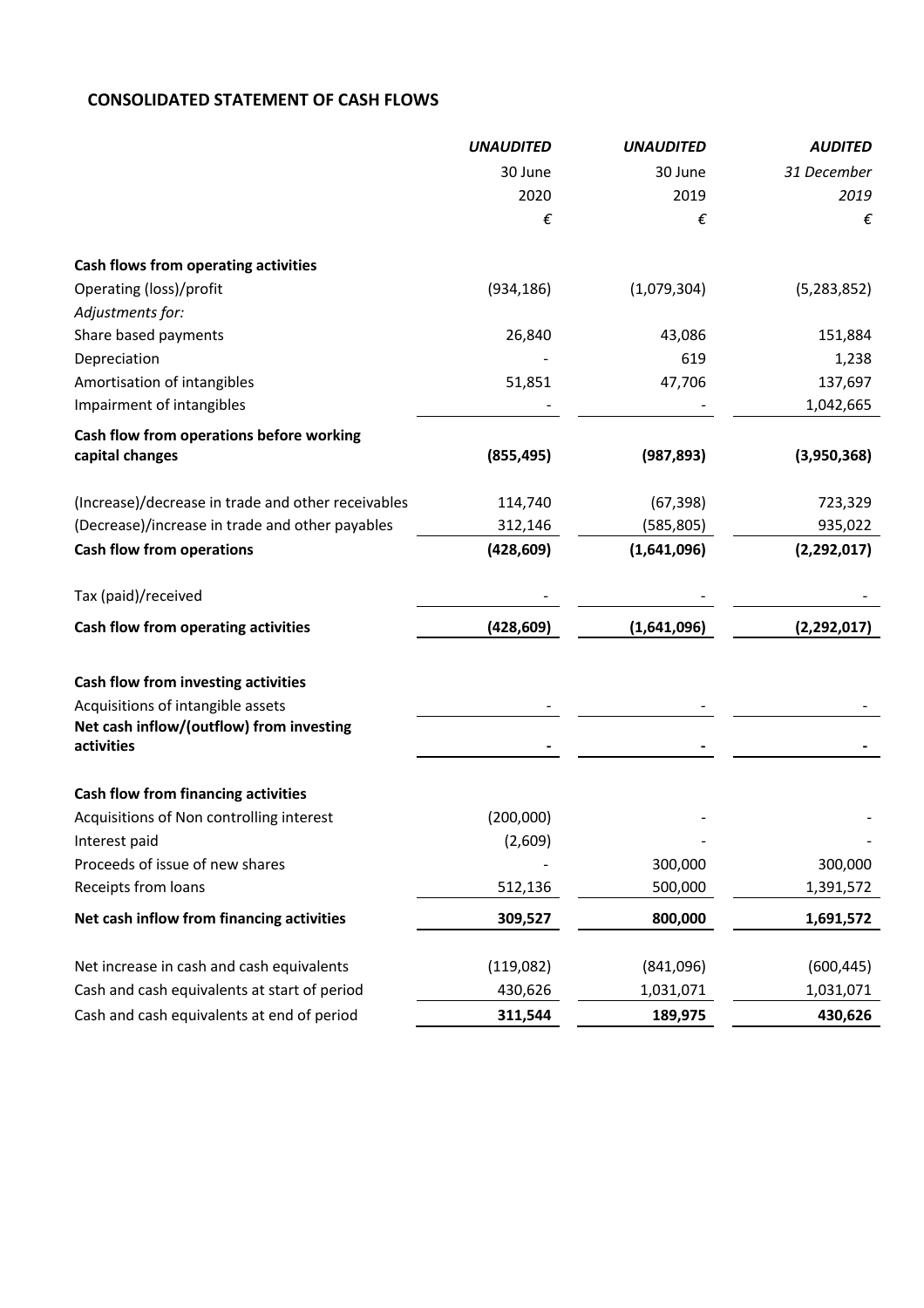## CONSOLIDATED STATEMENT OF CASH FLOWS

| | *UNAUDITED* | *UNAUDITED* | *AUDITED* |
|---|---|---|---|
| | 30 June | 30 June | *31 December* |
| | 2020 | 2019 | *2019* |
| | € | € | € |
| **Cash flows from operating activities** | | | |
| Operating (loss)/profit | (934,186) | (1,079,304) | (5,283,852) |
| *Adjustments for:* | | | |
| Share based payments | 26,840 | 43,086 | 151,884 |
| Depreciation | - | 619 | 1,238 |
| Amortisation of intangibles | 51,851 | 47,706 | 137,697 |
| Impairment of intangibles | - | - | 1,042,665 |
| **Cash flow from operations before working capital changes** | **(855,495)** | **(987,893)** | **(3,950,368)** |
| (Increase)/decrease in trade and other receivables | 114,740 | (67,398) | 723,329 |
| (Decrease)/increase in trade and other payables | 312,146 | (585,805) | 935,022 |
| **Cash flow from operations** | **(428,609)** | **(1,641,096)** | **(2,292,017)** |
| Tax (paid)/received | - | - | - |
| **Cash flow from operating activities** | **(428,609)** | **(1,641,096)** | **(2,292,017)** |
| **Cash flow from investing activities** | | | |
| Acquisitions of intangible assets | - | - | - |
| **Net cash inflow/(outflow) from investing activities** | **-** | **-** | **-** |
| **Cash flow from financing activities** | | | |
| Acquisitions of Non controlling interest | (200,000) | - | - |
| Interest paid | (2,609) | - | - |
| Proceeds of issue of new shares | - | 300,000 | 300,000 |
| Receipts from loans | 512,136 | 500,000 | 1,391,572 |
| **Net cash inflow from financing activities** | **309,527** | **800,000** | **1,691,572** |
| Net increase in cash and cash equivalents | (119,082) | (841,096) | (600,445) |
| Cash and cash equivalents at start of period | 430,626 | 1,031,071 | 1,031,071 |
| Cash and cash equivalents at end of period | **311,544** | **189,975** | **430,626** |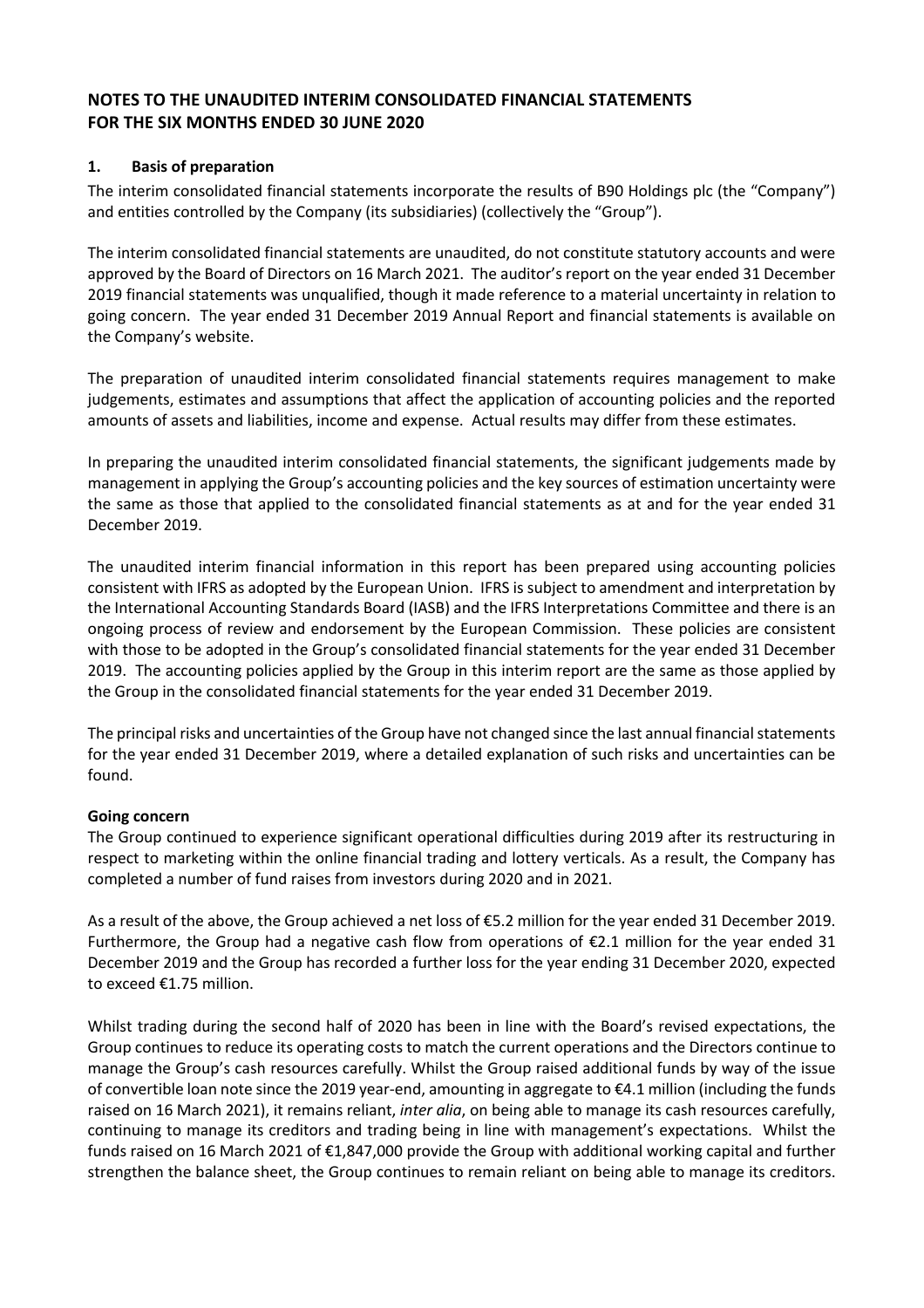## NOTES TO THE UNAUDITED INTERIM CONSOLIDATED FINANCIAL STATEMENTS FOR THE SIX MONTHS ENDED 30 JUNE 2020

### 1. Basis of preparation

The interim consolidated financial statements incorporate the results of B90 Holdings plc (the "Company") and entities controlled by the Company (its subsidiaries) (collectively the "Group").

The interim consolidated financial statements are unaudited, do not constitute statutory accounts and were approved by the Board of Directors on 16 March 2021. The auditor's report on the year ended 31 December 2019 financial statements was unqualified, though it made reference to a material uncertainty in relation to going concern. The year ended 31 December 2019 Annual Report and financial statements is available on the Company's website.

The preparation of unaudited interim consolidated financial statements requires management to make judgements, estimates and assumptions that affect the application of accounting policies and the reported amounts of assets and liabilities, income and expense. Actual results may differ from these estimates.

In preparing the unaudited interim consolidated financial statements, the significant judgements made by management in applying the Group's accounting policies and the key sources of estimation uncertainty were the same as those that applied to the consolidated financial statements as at and for the year ended 31 December 2019.

The unaudited interim financial information in this report has been prepared using accounting policies consistent with IFRS as adopted by the European Union. IFRS is subject to amendment and interpretation by the International Accounting Standards Board (IASB) and the IFRS Interpretations Committee and there is an ongoing process of review and endorsement by the European Commission. These policies are consistent with those to be adopted in the Group's consolidated financial statements for the year ended 31 December 2019. The accounting policies applied by the Group in this interim report are the same as those applied by the Group in the consolidated financial statements for the year ended 31 December 2019.

The principal risks and uncertainties of the Group have not changed since the last annual financial statements for the year ended 31 December 2019, where a detailed explanation of such risks and uncertainties can be found.

**Going concern**

The Group continued to experience significant operational difficulties during 2019 after its restructuring in respect to marketing within the online financial trading and lottery verticals. As a result, the Company has completed a number of fund raises from investors during 2020 and in 2021.

As a result of the above, the Group achieved a net loss of €5.2 million for the year ended 31 December 2019. Furthermore, the Group had a negative cash flow from operations of €2.1 million for the year ended 31 December 2019 and the Group has recorded a further loss for the year ending 31 December 2020, expected to exceed €1.75 million.

Whilst trading during the second half of 2020 has been in line with the Board's revised expectations, the Group continues to reduce its operating costs to match the current operations and the Directors continue to manage the Group's cash resources carefully. Whilst the Group raised additional funds by way of the issue of convertible loan note since the 2019 year-end, amounting in aggregate to €4.1 million (including the funds raised on 16 March 2021), it remains reliant, *inter alia*, on being able to manage its cash resources carefully, continuing to manage its creditors and trading being in line with management's expectations. Whilst the funds raised on 16 March 2021 of €1,847,000 provide the Group with additional working capital and further strengthen the balance sheet, the Group continues to remain reliant on being able to manage its creditors.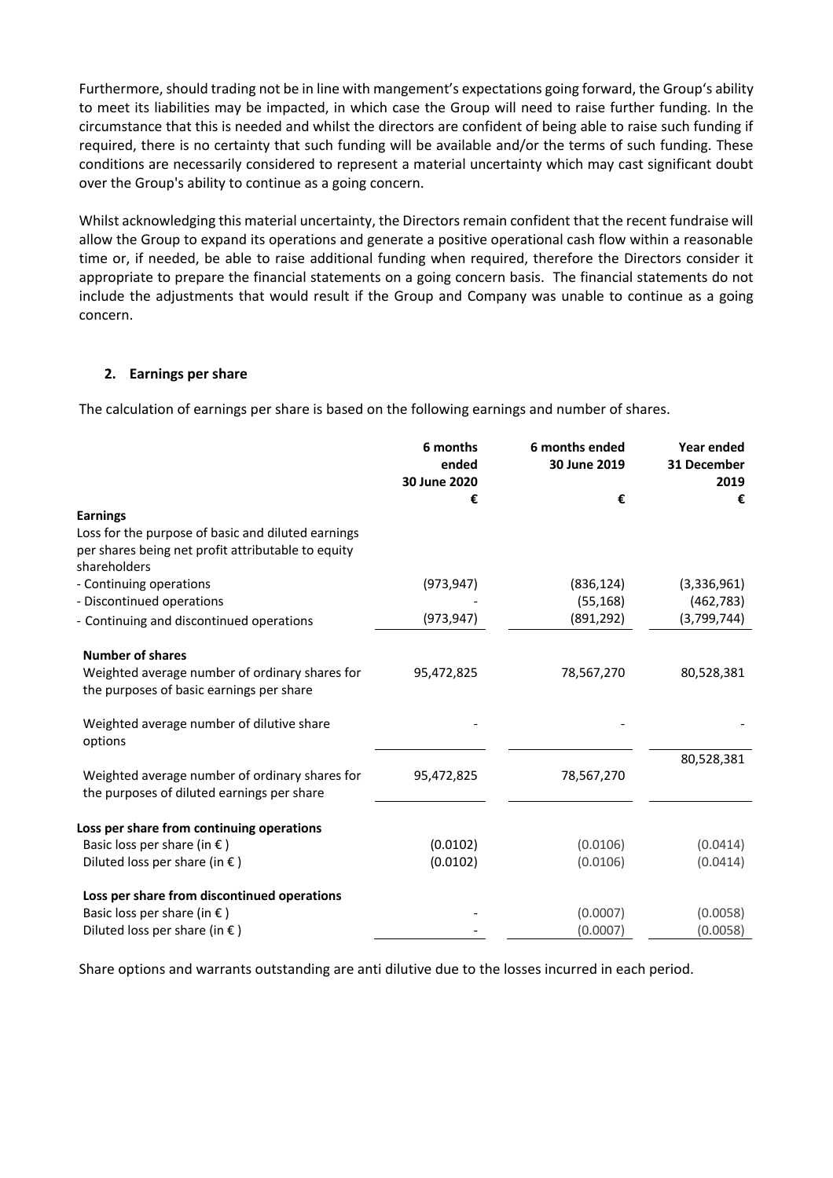Furthermore, should trading not be in line with mangement's expectations going forward, the Group's ability to meet its liabilities may be impacted, in which case the Group will need to raise further funding. In the circumstance that this is needed and whilst the directors are confident of being able to raise such funding if required, there is no certainty that such funding will be available and/or the terms of such funding. These conditions are necessarily considered to represent a material uncertainty which may cast significant doubt over the Group's ability to continue as a going concern.

Whilst acknowledging this material uncertainty, the Directors remain confident that the recent fundraise will allow the Group to expand its operations and generate a positive operational cash flow within a reasonable time or, if needed, be able to raise additional funding when required, therefore the Directors consider it appropriate to prepare the financial statements on a going concern basis. The financial statements do not include the adjustments that would result if the Group and Company was unable to continue as a going concern.

## 2. Earnings per share

The calculation of earnings per share is based on the following earnings and number of shares.

| | 6 months ended 30 June 2020 | 6 months ended 30 June 2019 | Year ended 31 December 2019 |
|---|---|---|---|
| | € | € | € |
| **Earnings** | | | |
| Loss for the purpose of basic and diluted earnings per shares being net profit attributable to equity shareholders | | | |
| - Continuing operations | (973,947) | (836,124) | (3,336,961) |
| - Discontinued operations | - | (55,168) | (462,783) |
| - Continuing and discontinued operations | (973,947) | (891,292) | (3,799,744) |
| **Number of shares** | | | |
| Weighted average number of ordinary shares for the purposes of basic earnings per share | 95,472,825 | 78,567,270 | 80,528,381 |
| Weighted average number of dilutive share options | - | - | - |
| Weighted average number of ordinary shares for the purposes of diluted earnings per share | 95,472,825 | 78,567,270 | 80,528,381 |
| **Loss per share from continuing operations** | | | |
| Basic loss per share (in € ) | (0.0102) | (0.0106) | (0.0414) |
| Diluted loss per share (in € ) | (0.0102) | (0.0106) | (0.0414) |
| **Loss per share from discontinued operations** | | | |
| Basic loss per share (in € ) | - | (0.0007) | (0.0058) |
| Diluted loss per share (in € ) | - | (0.0007) | (0.0058) |

Share options and warrants outstanding are anti dilutive due to the losses incurred in each period.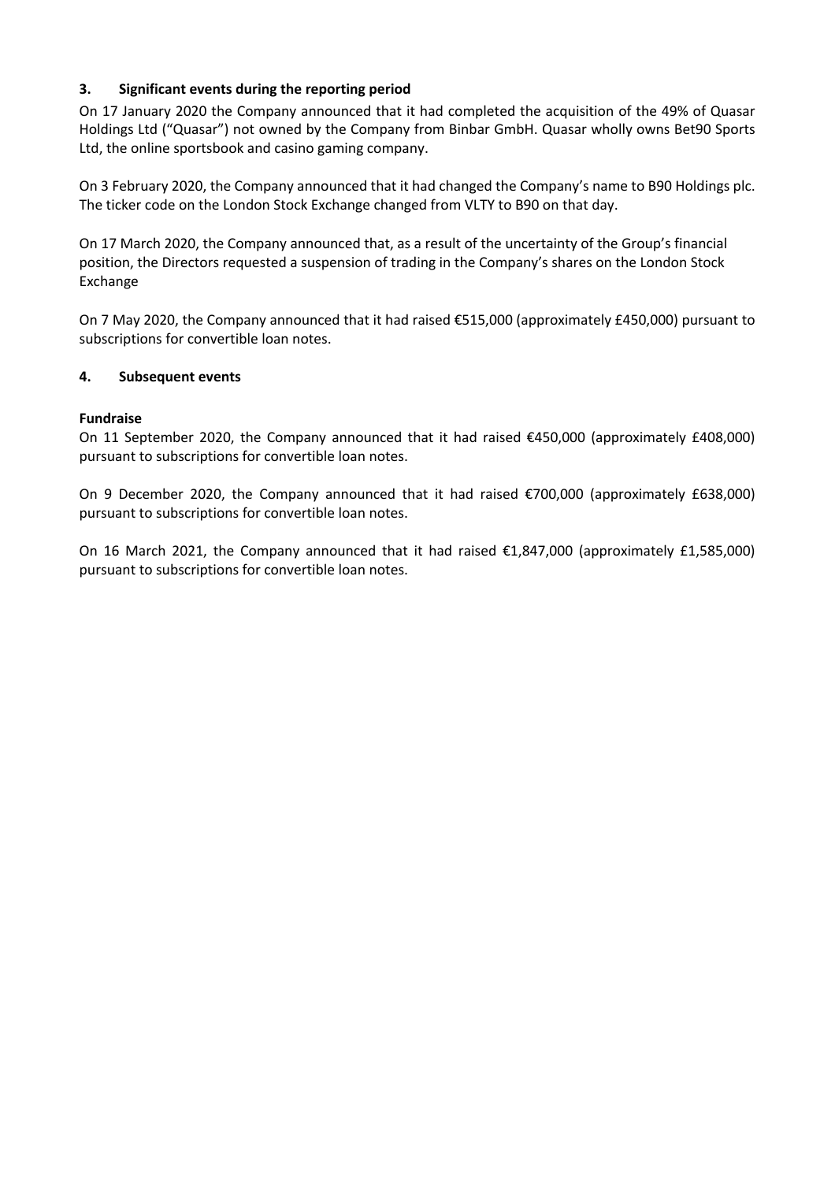## 3. Significant events during the reporting period

On 17 January 2020 the Company announced that it had completed the acquisition of the 49% of Quasar Holdings Ltd ("Quasar") not owned by the Company from Binbar GmbH. Quasar wholly owns Bet90 Sports Ltd, the online sportsbook and casino gaming company.

On 3 February 2020, the Company announced that it had changed the Company's name to B90 Holdings plc. The ticker code on the London Stock Exchange changed from VLTY to B90 on that day.

On 17 March 2020, the Company announced that, as a result of the uncertainty of the Group's financial position, the Directors requested a suspension of trading in the Company's shares on the London Stock Exchange

On 7 May 2020, the Company announced that it had raised €515,000 (approximately £450,000) pursuant to subscriptions for convertible loan notes.

## 4. Subsequent events

**Fundraise**

On 11 September 2020, the Company announced that it had raised €450,000 (approximately £408,000) pursuant to subscriptions for convertible loan notes.

On 9 December 2020, the Company announced that it had raised €700,000 (approximately £638,000) pursuant to subscriptions for convertible loan notes.

On 16 March 2021, the Company announced that it had raised €1,847,000 (approximately £1,585,000) pursuant to subscriptions for convertible loan notes.